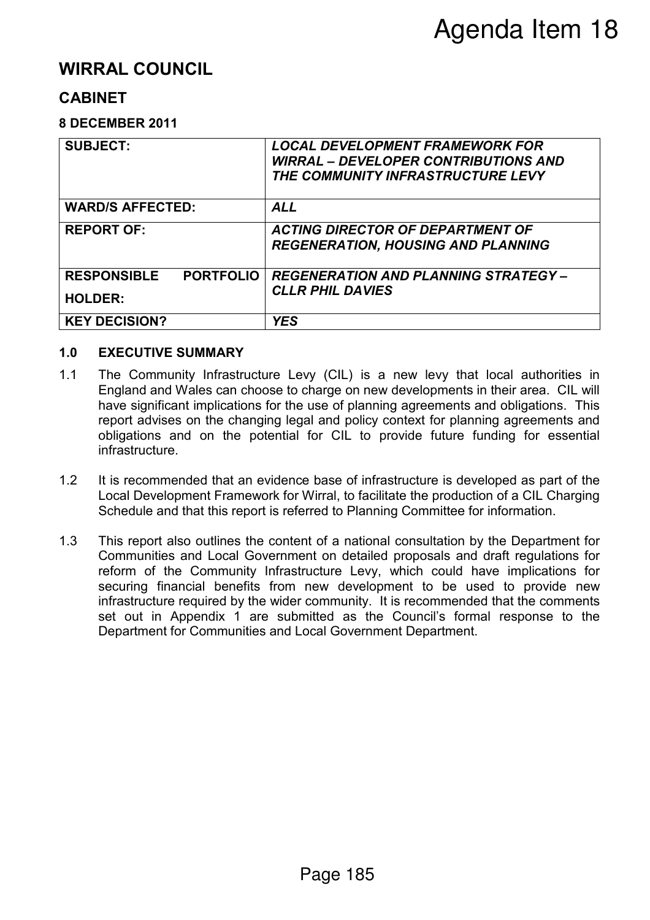# Agenda Item 18

## WIRRAL COUNCIL

## CABINET

**8 DECEMBER 2011**

| | |
|---|---|
| **SUBJECT:** | ***LOCAL DEVELOPMENT FRAMEWORK FOR WIRRAL – DEVELOPER CONTRIBUTIONS AND THE COMMUNITY INFRASTRUCTURE LEVY*** |
| **WARD/S AFFECTED:** | ***ALL*** |
| **REPORT OF:** | ***ACTING DIRECTOR OF DEPARTMENT OF REGENERATION, HOUSING AND PLANNING*** |
| **RESPONSIBLE PORTFOLIO HOLDER:** | ***REGENERATION AND PLANNING STRATEGY – CLLR PHIL DAVIES*** |
| **KEY DECISION?** | ***YES*** |

**1.0 EXECUTIVE SUMMARY**

1.1 The Community Infrastructure Levy (CIL) is a new levy that local authorities in England and Wales can choose to charge on new developments in their area. CIL will have significant implications for the use of planning agreements and obligations. This report advises on the changing legal and policy context for planning agreements and obligations and on the potential for CIL to provide future funding for essential infrastructure.

1.2 It is recommended that an evidence base of infrastructure is developed as part of the Local Development Framework for Wirral, to facilitate the production of a CIL Charging Schedule and that this report is referred to Planning Committee for information.

1.3 This report also outlines the content of a national consultation by the Department for Communities and Local Government on detailed proposals and draft regulations for reform of the Community Infrastructure Levy, which could have implications for securing financial benefits from new development to be used to provide new infrastructure required by the wider community. It is recommended that the comments set out in Appendix 1 are submitted as the Council's formal response to the Department for Communities and Local Government Department.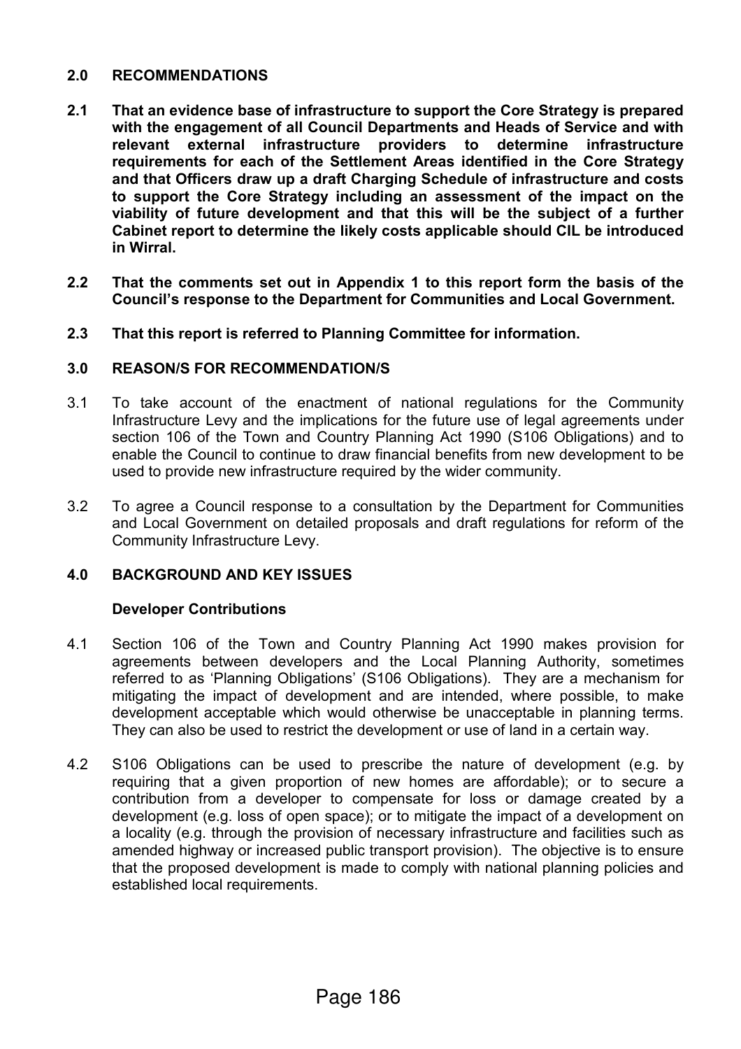## 2.0 RECOMMENDATIONS

**2.1 That an evidence base of infrastructure to support the Core Strategy is prepared with the engagement of all Council Departments and Heads of Service and with relevant external infrastructure providers to determine infrastructure requirements for each of the Settlement Areas identified in the Core Strategy and that Officers draw up a draft Charging Schedule of infrastructure and costs to support the Core Strategy including an assessment of the impact on the viability of future development and that this will be the subject of a further Cabinet report to determine the likely costs applicable should CIL be introduced in Wirral.**

**2.2 That the comments set out in Appendix 1 to this report form the basis of the Council's response to the Department for Communities and Local Government.**

**2.3 That this report is referred to Planning Committee for information.**

## 3.0 REASON/S FOR RECOMMENDATION/S

3.1 To take account of the enactment of national regulations for the Community Infrastructure Levy and the implications for the future use of legal agreements under section 106 of the Town and Country Planning Act 1990 (S106 Obligations) and to enable the Council to continue to draw financial benefits from new development to be used to provide new infrastructure required by the wider community.

3.2 To agree a Council response to a consultation by the Department for Communities and Local Government on detailed proposals and draft regulations for reform of the Community Infrastructure Levy.

## 4.0 BACKGROUND AND KEY ISSUES

### Developer Contributions

4.1 Section 106 of the Town and Country Planning Act 1990 makes provision for agreements between developers and the Local Planning Authority, sometimes referred to as 'Planning Obligations' (S106 Obligations). They are a mechanism for mitigating the impact of development and are intended, where possible, to make development acceptable which would otherwise be unacceptable in planning terms. They can also be used to restrict the development or use of land in a certain way.

4.2 S106 Obligations can be used to prescribe the nature of development (e.g. by requiring that a given proportion of new homes are affordable); or to secure a contribution from a developer to compensate for loss or damage created by a development (e.g. loss of open space); or to mitigate the impact of a development on a locality (e.g. through the provision of necessary infrastructure and facilities such as amended highway or increased public transport provision). The objective is to ensure that the proposed development is made to comply with national planning policies and established local requirements.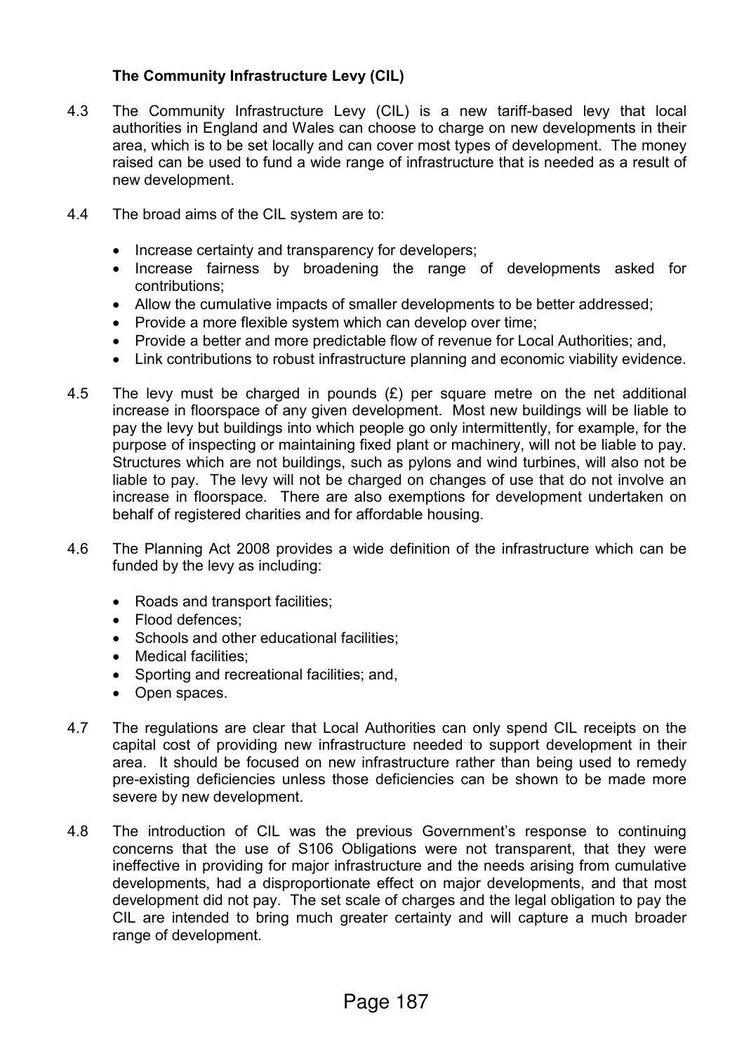**The Community Infrastructure Levy (CIL)**

4.3 The Community Infrastructure Levy (CIL) is a new tariff-based levy that local authorities in England and Wales can choose to charge on new developments in their area, which is to be set locally and can cover most types of development. The money raised can be used to fund a wide range of infrastructure that is needed as a result of new development.

4.4 The broad aims of the CIL system are to:

- Increase certainty and transparency for developers;
- Increase fairness by broadening the range of developments asked for contributions;
- Allow the cumulative impacts of smaller developments to be better addressed;
- Provide a more flexible system which can develop over time;
- Provide a better and more predictable flow of revenue for Local Authorities; and,
- Link contributions to robust infrastructure planning and economic viability evidence.

4.5 The levy must be charged in pounds (£) per square metre on the net additional increase in floorspace of any given development. Most new buildings will be liable to pay the levy but buildings into which people go only intermittently, for example, for the purpose of inspecting or maintaining fixed plant or machinery, will not be liable to pay. Structures which are not buildings, such as pylons and wind turbines, will also not be liable to pay. The levy will not be charged on changes of use that do not involve an increase in floorspace. There are also exemptions for development undertaken on behalf of registered charities and for affordable housing.

4.6 The Planning Act 2008 provides a wide definition of the infrastructure which can be funded by the levy as including:

- Roads and transport facilities;
- Flood defences;
- Schools and other educational facilities;
- Medical facilities;
- Sporting and recreational facilities; and,
- Open spaces.

4.7 The regulations are clear that Local Authorities can only spend CIL receipts on the capital cost of providing new infrastructure needed to support development in their area. It should be focused on new infrastructure rather than being used to remedy pre-existing deficiencies unless those deficiencies can be shown to be made more severe by new development.

4.8 The introduction of CIL was the previous Government's response to continuing concerns that the use of S106 Obligations were not transparent, that they were ineffective in providing for major infrastructure and the needs arising from cumulative developments, had a disproportionate effect on major developments, and that most development did not pay. The set scale of charges and the legal obligation to pay the CIL are intended to bring much greater certainty and will capture a much broader range of development.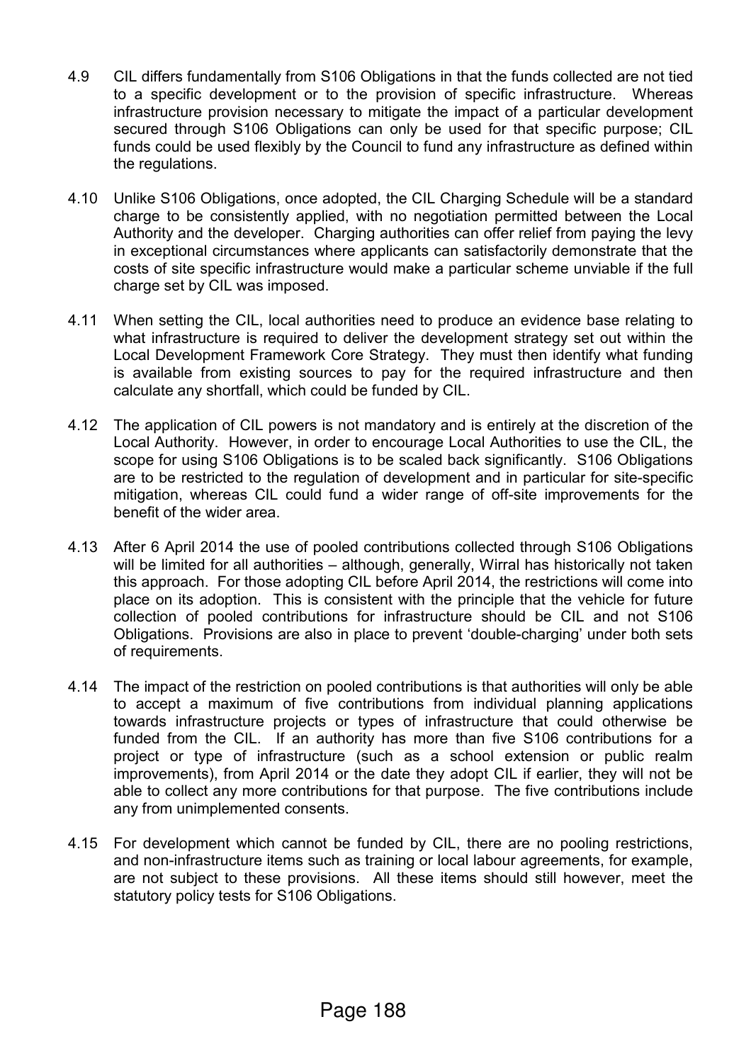4.9 CIL differs fundamentally from S106 Obligations in that the funds collected are not tied to a specific development or to the provision of specific infrastructure. Whereas infrastructure provision necessary to mitigate the impact of a particular development secured through S106 Obligations can only be used for that specific purpose; CIL funds could be used flexibly by the Council to fund any infrastructure as defined within the regulations.

4.10 Unlike S106 Obligations, once adopted, the CIL Charging Schedule will be a standard charge to be consistently applied, with no negotiation permitted between the Local Authority and the developer. Charging authorities can offer relief from paying the levy in exceptional circumstances where applicants can satisfactorily demonstrate that the costs of site specific infrastructure would make a particular scheme unviable if the full charge set by CIL was imposed.

4.11 When setting the CIL, local authorities need to produce an evidence base relating to what infrastructure is required to deliver the development strategy set out within the Local Development Framework Core Strategy. They must then identify what funding is available from existing sources to pay for the required infrastructure and then calculate any shortfall, which could be funded by CIL.

4.12 The application of CIL powers is not mandatory and is entirely at the discretion of the Local Authority. However, in order to encourage Local Authorities to use the CIL, the scope for using S106 Obligations is to be scaled back significantly. S106 Obligations are to be restricted to the regulation of development and in particular for site-specific mitigation, whereas CIL could fund a wider range of off-site improvements for the benefit of the wider area.

4.13 After 6 April 2014 the use of pooled contributions collected through S106 Obligations will be limited for all authorities – although, generally, Wirral has historically not taken this approach. For those adopting CIL before April 2014, the restrictions will come into place on its adoption. This is consistent with the principle that the vehicle for future collection of pooled contributions for infrastructure should be CIL and not S106 Obligations. Provisions are also in place to prevent 'double-charging' under both sets of requirements.

4.14 The impact of the restriction on pooled contributions is that authorities will only be able to accept a maximum of five contributions from individual planning applications towards infrastructure projects or types of infrastructure that could otherwise be funded from the CIL. If an authority has more than five S106 contributions for a project or type of infrastructure (such as a school extension or public realm improvements), from April 2014 or the date they adopt CIL if earlier, they will not be able to collect any more contributions for that purpose. The five contributions include any from unimplemented consents.

4.15 For development which cannot be funded by CIL, there are no pooling restrictions, and non-infrastructure items such as training or local labour agreements, for example, are not subject to these provisions. All these items should still however, meet the statutory policy tests for S106 Obligations.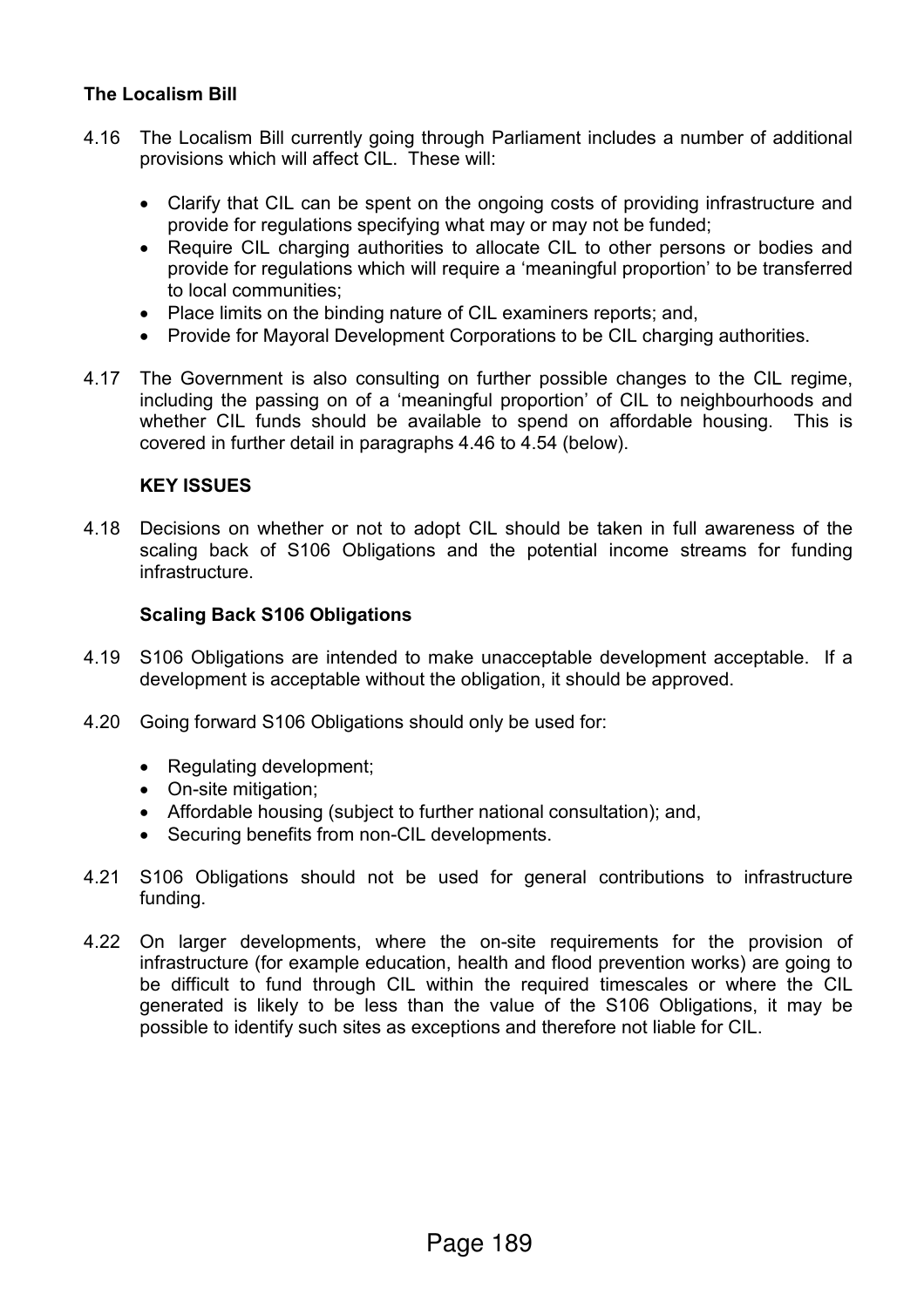**The Localism Bill**

4.16 The Localism Bill currently going through Parliament includes a number of additional provisions which will affect CIL. These will:

- Clarify that CIL can be spent on the ongoing costs of providing infrastructure and provide for regulations specifying what may or may not be funded;
- Require CIL charging authorities to allocate CIL to other persons or bodies and provide for regulations which will require a 'meaningful proportion' to be transferred to local communities;
- Place limits on the binding nature of CIL examiners reports; and,
- Provide for Mayoral Development Corporations to be CIL charging authorities.

4.17 The Government is also consulting on further possible changes to the CIL regime, including the passing on of a 'meaningful proportion' of CIL to neighbourhoods and whether CIL funds should be available to spend on affordable housing. This is covered in further detail in paragraphs 4.46 to 4.54 (below).

**KEY ISSUES**

4.18 Decisions on whether or not to adopt CIL should be taken in full awareness of the scaling back of S106 Obligations and the potential income streams for funding infrastructure.

**Scaling Back S106 Obligations**

4.19 S106 Obligations are intended to make unacceptable development acceptable. If a development is acceptable without the obligation, it should be approved.

4.20 Going forward S106 Obligations should only be used for:

- Regulating development;
- On-site mitigation;
- Affordable housing (subject to further national consultation); and,
- Securing benefits from non-CIL developments.

4.21 S106 Obligations should not be used for general contributions to infrastructure funding.

4.22 On larger developments, where the on-site requirements for the provision of infrastructure (for example education, health and flood prevention works) are going to be difficult to fund through CIL within the required timescales or where the CIL generated is likely to be less than the value of the S106 Obligations, it may be possible to identify such sites as exceptions and therefore not liable for CIL.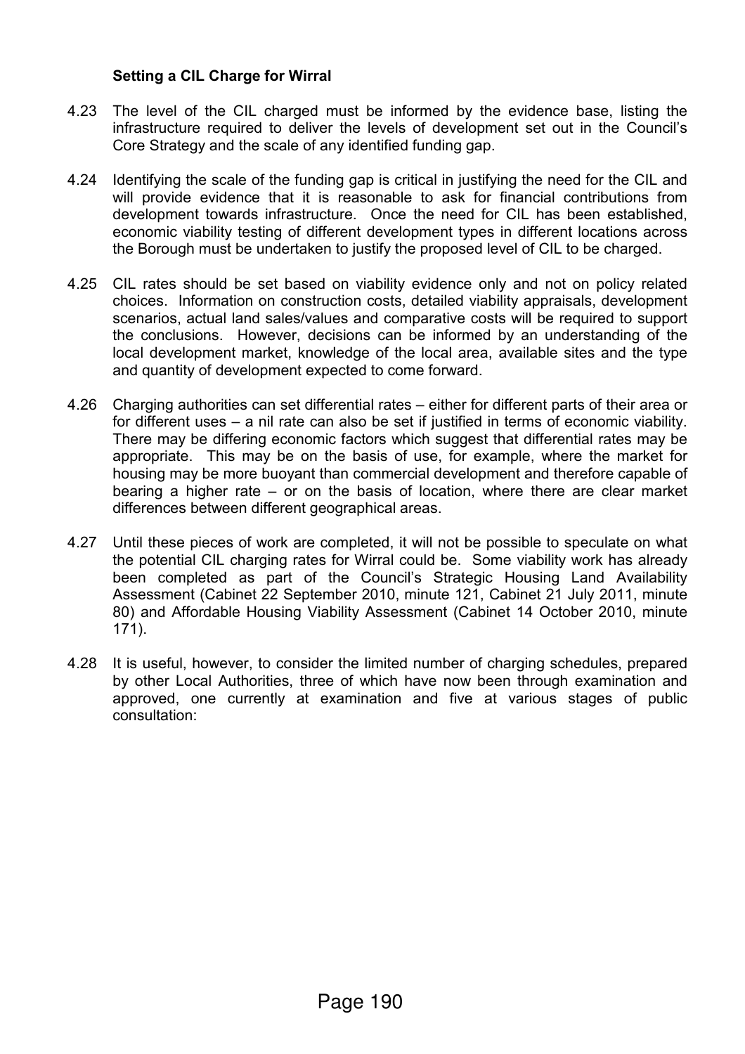**Setting a CIL Charge for Wirral**

4.23 The level of the CIL charged must be informed by the evidence base, listing the infrastructure required to deliver the levels of development set out in the Council's Core Strategy and the scale of any identified funding gap.

4.24 Identifying the scale of the funding gap is critical in justifying the need for the CIL and will provide evidence that it is reasonable to ask for financial contributions from development towards infrastructure. Once the need for CIL has been established, economic viability testing of different development types in different locations across the Borough must be undertaken to justify the proposed level of CIL to be charged.

4.25 CIL rates should be set based on viability evidence only and not on policy related choices. Information on construction costs, detailed viability appraisals, development scenarios, actual land sales/values and comparative costs will be required to support the conclusions. However, decisions can be informed by an understanding of the local development market, knowledge of the local area, available sites and the type and quantity of development expected to come forward.

4.26 Charging authorities can set differential rates – either for different parts of their area or for different uses – a nil rate can also be set if justified in terms of economic viability. There may be differing economic factors which suggest that differential rates may be appropriate. This may be on the basis of use, for example, where the market for housing may be more buoyant than commercial development and therefore capable of bearing a higher rate – or on the basis of location, where there are clear market differences between different geographical areas.

4.27 Until these pieces of work are completed, it will not be possible to speculate on what the potential CIL charging rates for Wirral could be. Some viability work has already been completed as part of the Council's Strategic Housing Land Availability Assessment (Cabinet 22 September 2010, minute 121, Cabinet 21 July 2011, minute 80) and Affordable Housing Viability Assessment (Cabinet 14 October 2010, minute 171).

4.28 It is useful, however, to consider the limited number of charging schedules, prepared by other Local Authorities, three of which have now been through examination and approved, one currently at examination and five at various stages of public consultation: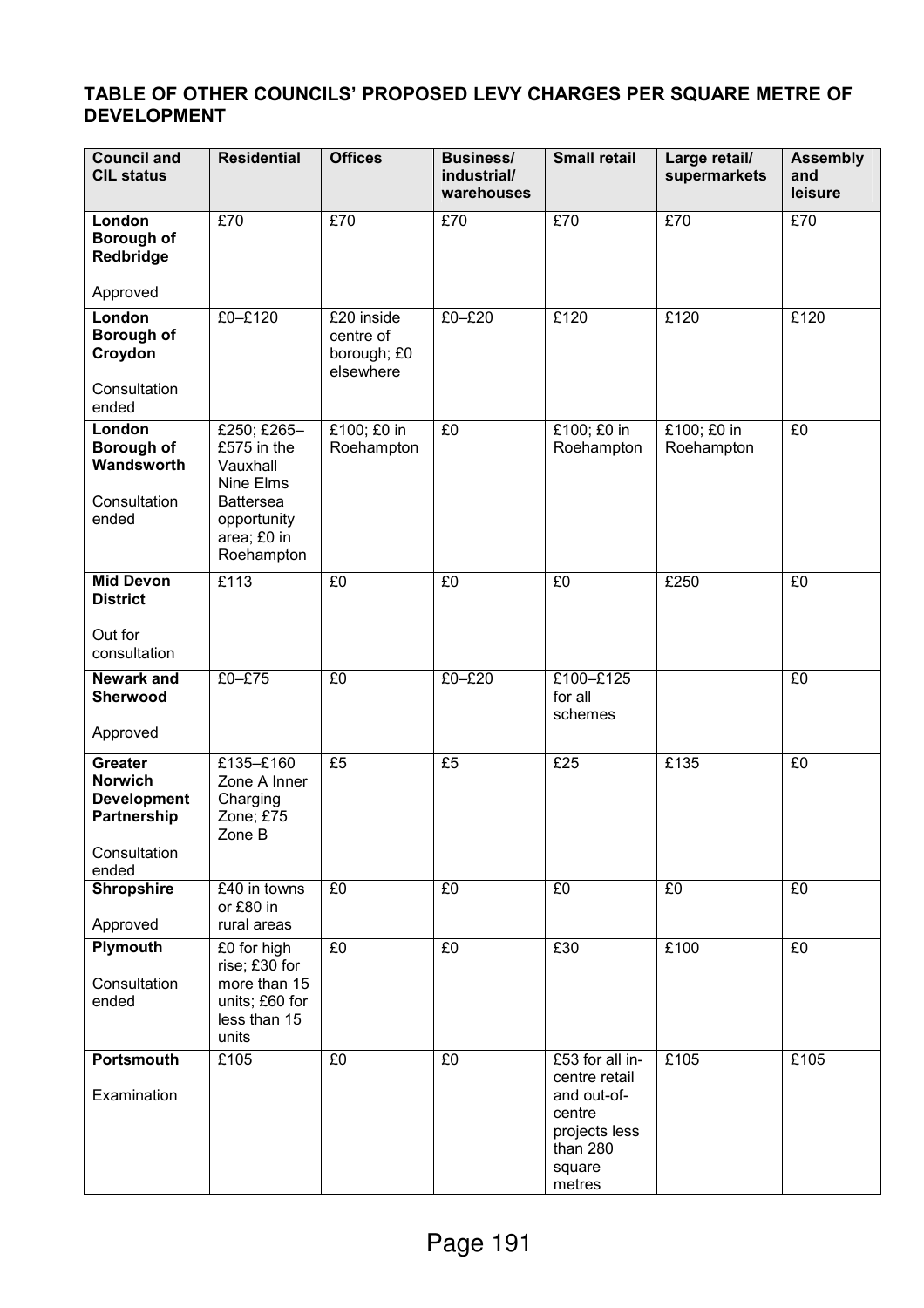## TABLE OF OTHER COUNCILS' PROPOSED LEVY CHARGES PER SQUARE METRE OF DEVELOPMENT

| Council and CIL status | Residential | Offices | Business/ industrial/ warehouses | Small retail | Large retail/ supermarkets | Assembly and leisure |
|---|---|---|---|---|---|---|
| **London Borough of Redbridge**<br><br>Approved | £70 | £70 | £70 | £70 | £70 | £70 |
| **London Borough of Croydon**<br><br>Consultation ended | £0–£120 | £20 inside centre of borough; £0 elsewhere | £0–£20 | £120 | £120 | £120 |
| **London Borough of Wandsworth**<br><br>Consultation ended | £250; £265–£575 in the Vauxhall Nine Elms Battersea opportunity area; £0 in Roehampton | £100; £0 in Roehampton | £0 | £100; £0 in Roehampton | £100; £0 in Roehampton | £0 |
| **Mid Devon District**<br><br>Out for consultation | £113 | £0 | £0 | £0 | £250 | £0 |
| **Newark and Sherwood**<br><br>Approved | £0–£75 | £0 | £0–£20 | £100–£125 for all schemes | | £0 |
| **Greater Norwich Development Partnership**<br><br>Consultation ended | £135–£160 Zone A Inner Charging Zone; £75 Zone B | £5 | £5 | £25 | £135 | £0 |
| **Shropshire**<br><br>Approved | £40 in towns or £80 in rural areas | £0 | £0 | £0 | £0 | £0 |
| **Plymouth**<br><br>Consultation ended | £0 for high rise; £30 for more than 15 units; £60 for less than 15 units | £0 | £0 | £30 | £100 | £0 |
| **Portsmouth**<br><br>Examination | £105 | £0 | £0 | £53 for all in-centre retail and out-of-centre projects less than 280 square metres | £105 | £105 |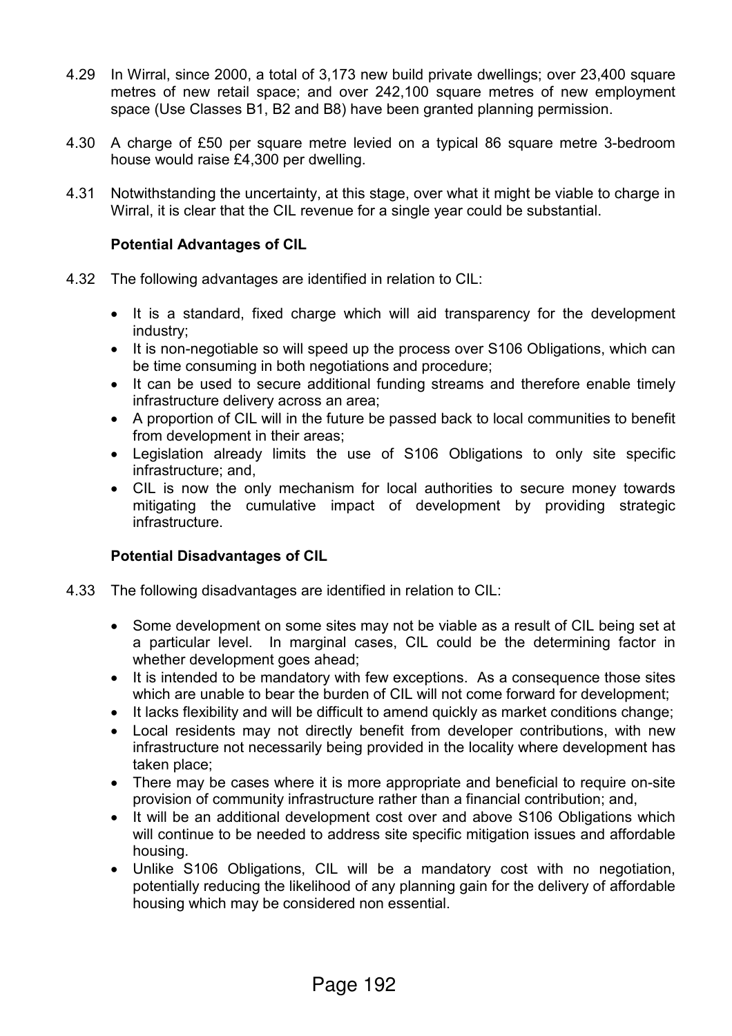4.29 In Wirral, since 2000, a total of 3,173 new build private dwellings; over 23,400 square metres of new retail space; and over 242,100 square metres of new employment space (Use Classes B1, B2 and B8) have been granted planning permission.

4.30 A charge of £50 per square metre levied on a typical 86 square metre 3-bedroom house would raise £4,300 per dwelling.

4.31 Notwithstanding the uncertainty, at this stage, over what it might be viable to charge in Wirral, it is clear that the CIL revenue for a single year could be substantial.

**Potential Advantages of CIL**

4.32 The following advantages are identified in relation to CIL:

- It is a standard, fixed charge which will aid transparency for the development industry;
- It is non-negotiable so will speed up the process over S106 Obligations, which can be time consuming in both negotiations and procedure;
- It can be used to secure additional funding streams and therefore enable timely infrastructure delivery across an area;
- A proportion of CIL will in the future be passed back to local communities to benefit from development in their areas;
- Legislation already limits the use of S106 Obligations to only site specific infrastructure; and,
- CIL is now the only mechanism for local authorities to secure money towards mitigating the cumulative impact of development by providing strategic infrastructure.

**Potential Disadvantages of CIL**

4.33 The following disadvantages are identified in relation to CIL:

- Some development on some sites may not be viable as a result of CIL being set at a particular level. In marginal cases, CIL could be the determining factor in whether development goes ahead;
- It is intended to be mandatory with few exceptions. As a consequence those sites which are unable to bear the burden of CIL will not come forward for development;
- It lacks flexibility and will be difficult to amend quickly as market conditions change;
- Local residents may not directly benefit from developer contributions, with new infrastructure not necessarily being provided in the locality where development has taken place;
- There may be cases where it is more appropriate and beneficial to require on-site provision of community infrastructure rather than a financial contribution; and,
- It will be an additional development cost over and above S106 Obligations which will continue to be needed to address site specific mitigation issues and affordable housing.
- Unlike S106 Obligations, CIL will be a mandatory cost with no negotiation, potentially reducing the likelihood of any planning gain for the delivery of affordable housing which may be considered non essential.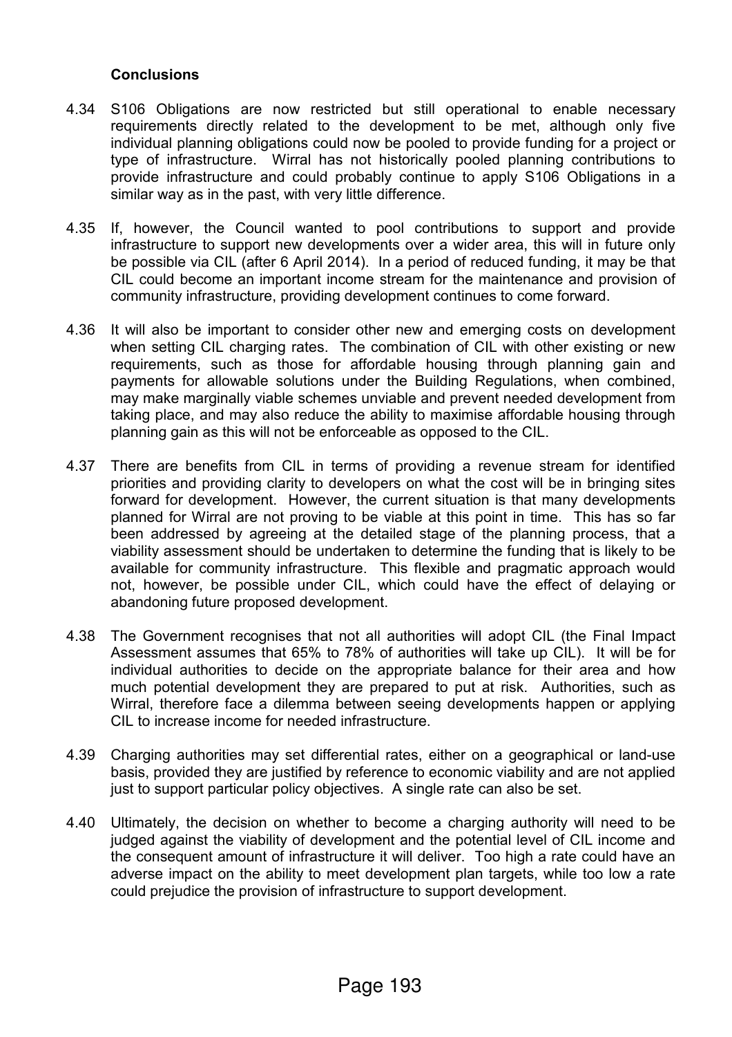**Conclusions**

4.34 S106 Obligations are now restricted but still operational to enable necessary requirements directly related to the development to be met, although only five individual planning obligations could now be pooled to provide funding for a project or type of infrastructure. Wirral has not historically pooled planning contributions to provide infrastructure and could probably continue to apply S106 Obligations in a similar way as in the past, with very little difference.

4.35 If, however, the Council wanted to pool contributions to support and provide infrastructure to support new developments over a wider area, this will in future only be possible via CIL (after 6 April 2014). In a period of reduced funding, it may be that CIL could become an important income stream for the maintenance and provision of community infrastructure, providing development continues to come forward.

4.36 It will also be important to consider other new and emerging costs on development when setting CIL charging rates. The combination of CIL with other existing or new requirements, such as those for affordable housing through planning gain and payments for allowable solutions under the Building Regulations, when combined, may make marginally viable schemes unviable and prevent needed development from taking place, and may also reduce the ability to maximise affordable housing through planning gain as this will not be enforceable as opposed to the CIL.

4.37 There are benefits from CIL in terms of providing a revenue stream for identified priorities and providing clarity to developers on what the cost will be in bringing sites forward for development. However, the current situation is that many developments planned for Wirral are not proving to be viable at this point in time. This has so far been addressed by agreeing at the detailed stage of the planning process, that a viability assessment should be undertaken to determine the funding that is likely to be available for community infrastructure. This flexible and pragmatic approach would not, however, be possible under CIL, which could have the effect of delaying or abandoning future proposed development.

4.38 The Government recognises that not all authorities will adopt CIL (the Final Impact Assessment assumes that 65% to 78% of authorities will take up CIL). It will be for individual authorities to decide on the appropriate balance for their area and how much potential development they are prepared to put at risk. Authorities, such as Wirral, therefore face a dilemma between seeing developments happen or applying CIL to increase income for needed infrastructure.

4.39 Charging authorities may set differential rates, either on a geographical or land-use basis, provided they are justified by reference to economic viability and are not applied just to support particular policy objectives. A single rate can also be set.

4.40 Ultimately, the decision on whether to become a charging authority will need to be judged against the viability of development and the potential level of CIL income and the consequent amount of infrastructure it will deliver. Too high a rate could have an adverse impact on the ability to meet development plan targets, while too low a rate could prejudice the provision of infrastructure to support development.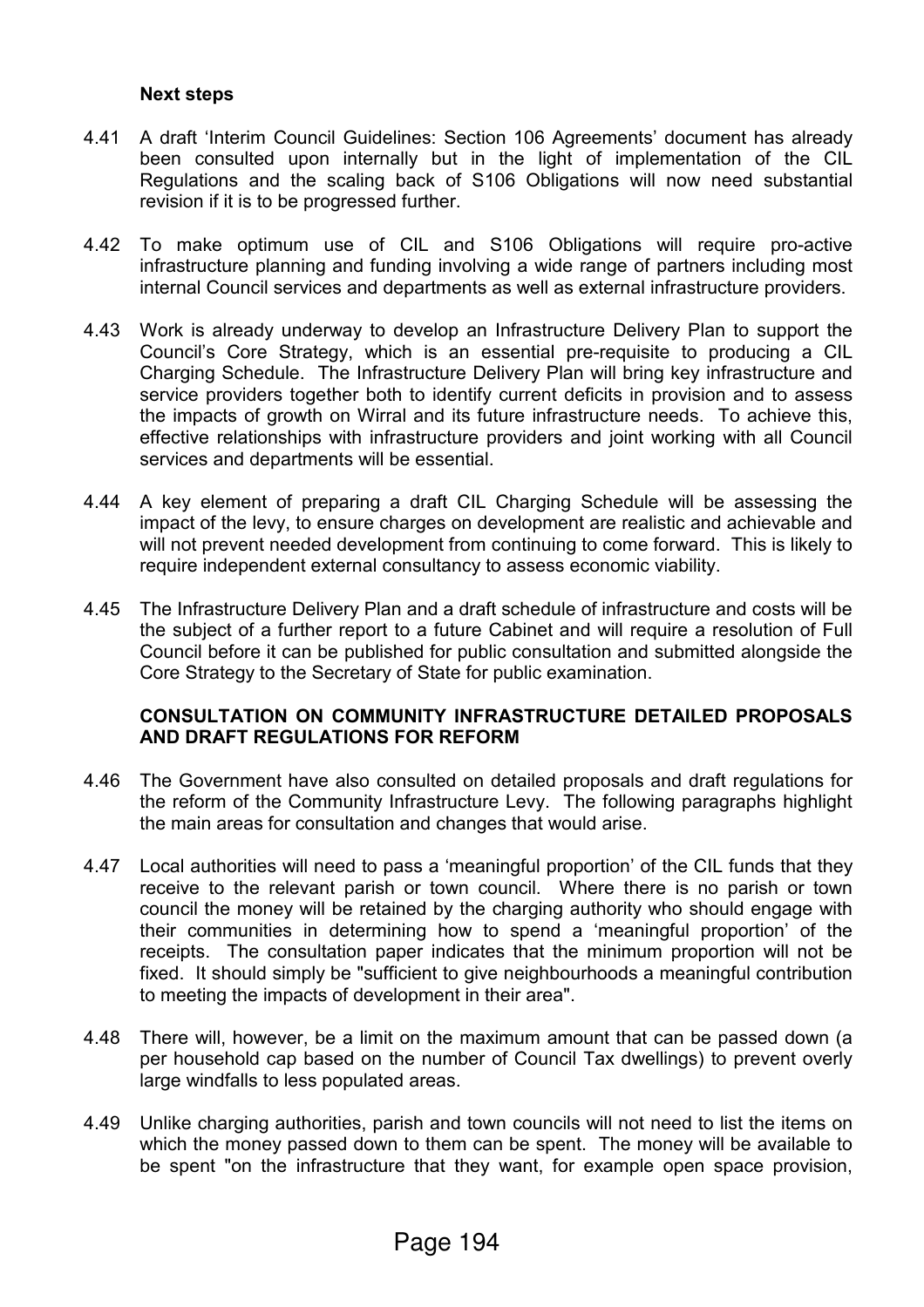**Next steps**

4.41 A draft 'Interim Council Guidelines: Section 106 Agreements' document has already been consulted upon internally but in the light of implementation of the CIL Regulations and the scaling back of S106 Obligations will now need substantial revision if it is to be progressed further.

4.42 To make optimum use of CIL and S106 Obligations will require pro-active infrastructure planning and funding involving a wide range of partners including most internal Council services and departments as well as external infrastructure providers.

4.43 Work is already underway to develop an Infrastructure Delivery Plan to support the Council's Core Strategy, which is an essential pre-requisite to producing a CIL Charging Schedule. The Infrastructure Delivery Plan will bring key infrastructure and service providers together both to identify current deficits in provision and to assess the impacts of growth on Wirral and its future infrastructure needs. To achieve this, effective relationships with infrastructure providers and joint working with all Council services and departments will be essential.

4.44 A key element of preparing a draft CIL Charging Schedule will be assessing the impact of the levy, to ensure charges on development are realistic and achievable and will not prevent needed development from continuing to come forward. This is likely to require independent external consultancy to assess economic viability.

4.45 The Infrastructure Delivery Plan and a draft schedule of infrastructure and costs will be the subject of a further report to a future Cabinet and will require a resolution of Full Council before it can be published for public consultation and submitted alongside the Core Strategy to the Secretary of State for public examination.

**CONSULTATION ON COMMUNITY INFRASTRUCTURE DETAILED PROPOSALS AND DRAFT REGULATIONS FOR REFORM**

4.46 The Government have also consulted on detailed proposals and draft regulations for the reform of the Community Infrastructure Levy. The following paragraphs highlight the main areas for consultation and changes that would arise.

4.47 Local authorities will need to pass a 'meaningful proportion' of the CIL funds that they receive to the relevant parish or town council. Where there is no parish or town council the money will be retained by the charging authority who should engage with their communities in determining how to spend a 'meaningful proportion' of the receipts. The consultation paper indicates that the minimum proportion will not be fixed. It should simply be "sufficient to give neighbourhoods a meaningful contribution to meeting the impacts of development in their area".

4.48 There will, however, be a limit on the maximum amount that can be passed down (a per household cap based on the number of Council Tax dwellings) to prevent overly large windfalls to less populated areas.

4.49 Unlike charging authorities, parish and town councils will not need to list the items on which the money passed down to them can be spent. The money will be available to be spent "on the infrastructure that they want, for example open space provision,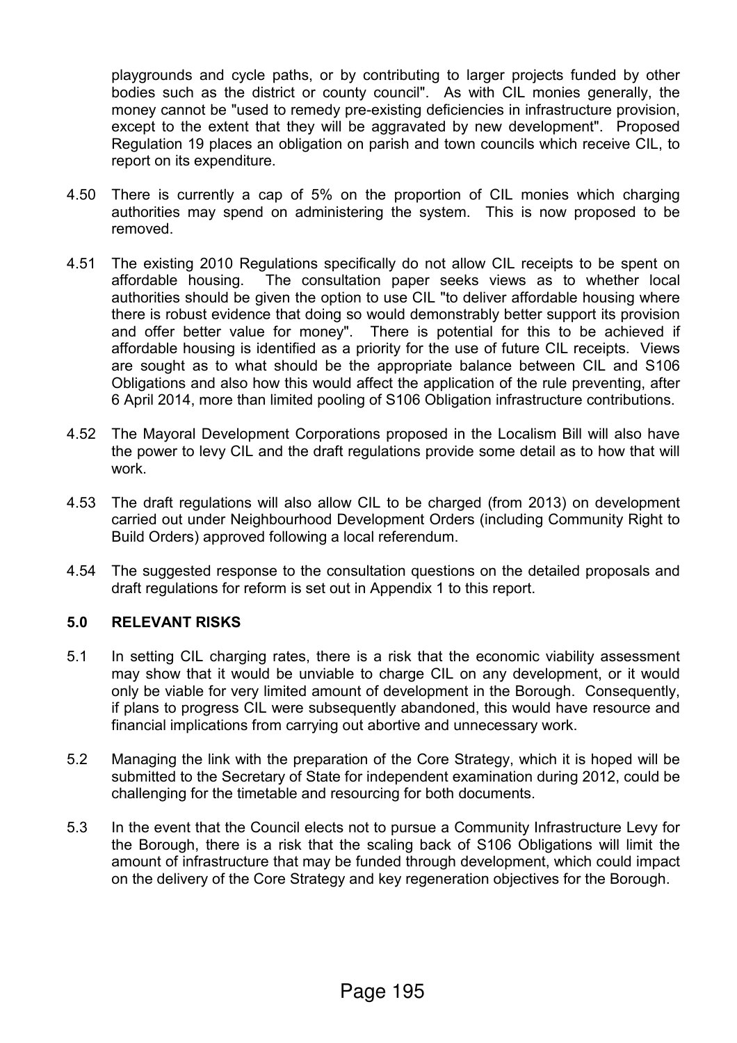playgrounds and cycle paths, or by contributing to larger projects funded by other bodies such as the district or county council". As with CIL monies generally, the money cannot be "used to remedy pre-existing deficiencies in infrastructure provision, except to the extent that they will be aggravated by new development". Proposed Regulation 19 places an obligation on parish and town councils which receive CIL, to report on its expenditure.

4.50 There is currently a cap of 5% on the proportion of CIL monies which charging authorities may spend on administering the system. This is now proposed to be removed.

4.51 The existing 2010 Regulations specifically do not allow CIL receipts to be spent on affordable housing. The consultation paper seeks views as to whether local authorities should be given the option to use CIL "to deliver affordable housing where there is robust evidence that doing so would demonstrably better support its provision and offer better value for money". There is potential for this to be achieved if affordable housing is identified as a priority for the use of future CIL receipts. Views are sought as to what should be the appropriate balance between CIL and S106 Obligations and also how this would affect the application of the rule preventing, after 6 April 2014, more than limited pooling of S106 Obligation infrastructure contributions.

4.52 The Mayoral Development Corporations proposed in the Localism Bill will also have the power to levy CIL and the draft regulations provide some detail as to how that will work.

4.53 The draft regulations will also allow CIL to be charged (from 2013) on development carried out under Neighbourhood Development Orders (including Community Right to Build Orders) approved following a local referendum.

4.54 The suggested response to the consultation questions on the detailed proposals and draft regulations for reform is set out in Appendix 1 to this report.

## 5.0 RELEVANT RISKS

5.1 In setting CIL charging rates, there is a risk that the economic viability assessment may show that it would be unviable to charge CIL on any development, or it would only be viable for very limited amount of development in the Borough. Consequently, if plans to progress CIL were subsequently abandoned, this would have resource and financial implications from carrying out abortive and unnecessary work.

5.2 Managing the link with the preparation of the Core Strategy, which it is hoped will be submitted to the Secretary of State for independent examination during 2012, could be challenging for the timetable and resourcing for both documents.

5.3 In the event that the Council elects not to pursue a Community Infrastructure Levy for the Borough, there is a risk that the scaling back of S106 Obligations will limit the amount of infrastructure that may be funded through development, which could impact on the delivery of the Core Strategy and key regeneration objectives for the Borough.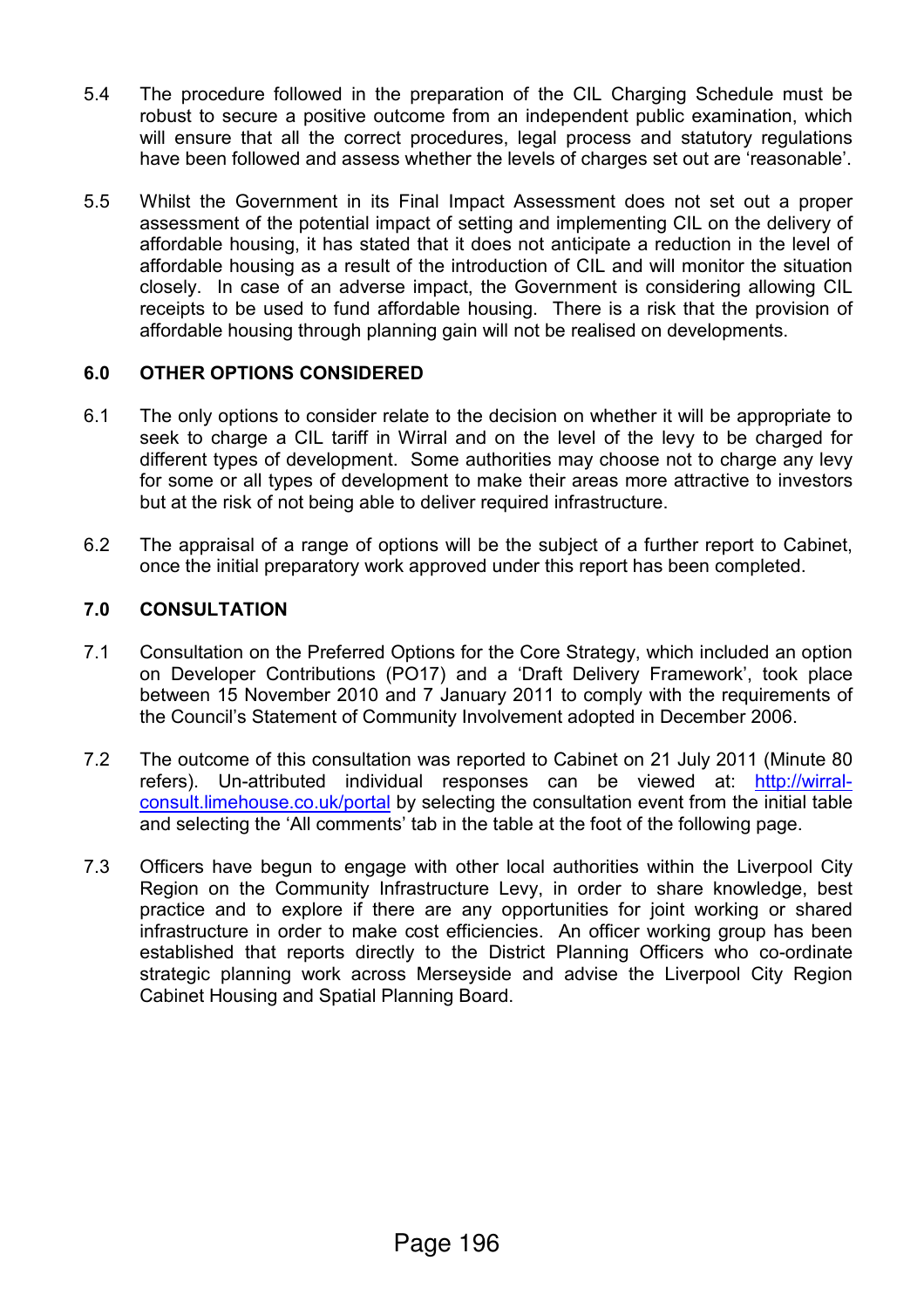5.4 The procedure followed in the preparation of the CIL Charging Schedule must be robust to secure a positive outcome from an independent public examination, which will ensure that all the correct procedures, legal process and statutory regulations have been followed and assess whether the levels of charges set out are 'reasonable'.

5.5 Whilst the Government in its Final Impact Assessment does not set out a proper assessment of the potential impact of setting and implementing CIL on the delivery of affordable housing, it has stated that it does not anticipate a reduction in the level of affordable housing as a result of the introduction of CIL and will monitor the situation closely. In case of an adverse impact, the Government is considering allowing CIL receipts to be used to fund affordable housing. There is a risk that the provision of affordable housing through planning gain will not be realised on developments.

## 6.0 OTHER OPTIONS CONSIDERED

6.1 The only options to consider relate to the decision on whether it will be appropriate to seek to charge a CIL tariff in Wirral and on the level of the levy to be charged for different types of development. Some authorities may choose not to charge any levy for some or all types of development to make their areas more attractive to investors but at the risk of not being able to deliver required infrastructure.

6.2 The appraisal of a range of options will be the subject of a further report to Cabinet, once the initial preparatory work approved under this report has been completed.

## 7.0 CONSULTATION

7.1 Consultation on the Preferred Options for the Core Strategy, which included an option on Developer Contributions (PO17) and a 'Draft Delivery Framework', took place between 15 November 2010 and 7 January 2011 to comply with the requirements of the Council's Statement of Community Involvement adopted in December 2006.

7.2 The outcome of this consultation was reported to Cabinet on 21 July 2011 (Minute 80 refers). Un-attributed individual responses can be viewed at: [http://wirral-consult.limehouse.co.uk/portal](http://wirral-consult.limehouse.co.uk/portal) by selecting the consultation event from the initial table and selecting the 'All comments' tab in the table at the foot of the following page.

7.3 Officers have begun to engage with other local authorities within the Liverpool City Region on the Community Infrastructure Levy, in order to share knowledge, best practice and to explore if there are any opportunities for joint working or shared infrastructure in order to make cost efficiencies. An officer working group has been established that reports directly to the District Planning Officers who co-ordinate strategic planning work across Merseyside and advise the Liverpool City Region Cabinet Housing and Spatial Planning Board.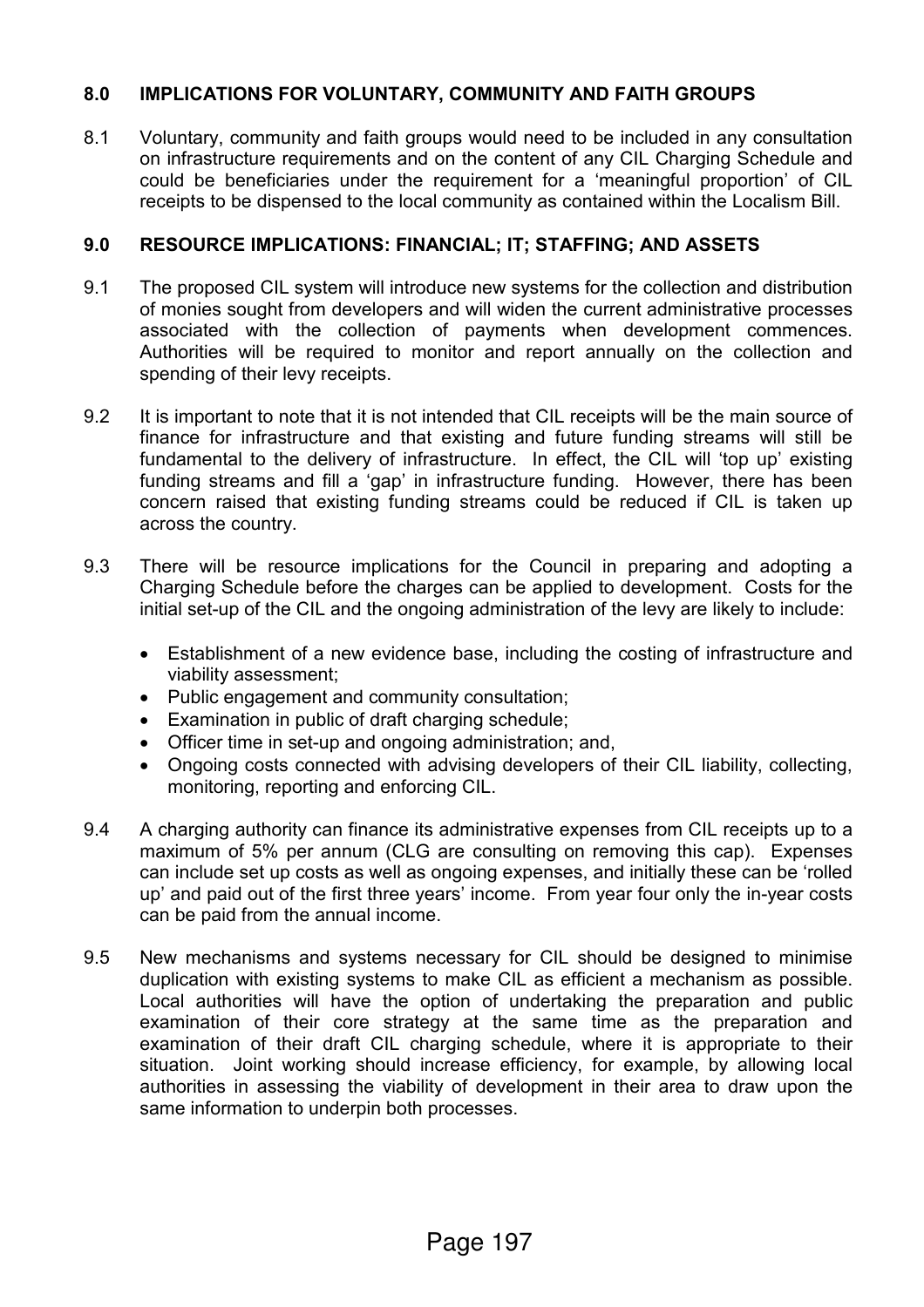## 8.0 IMPLICATIONS FOR VOLUNTARY, COMMUNITY AND FAITH GROUPS

8.1 Voluntary, community and faith groups would need to be included in any consultation on infrastructure requirements and on the content of any CIL Charging Schedule and could be beneficiaries under the requirement for a 'meaningful proportion' of CIL receipts to be dispensed to the local community as contained within the Localism Bill.

## 9.0 RESOURCE IMPLICATIONS: FINANCIAL; IT; STAFFING; AND ASSETS

9.1 The proposed CIL system will introduce new systems for the collection and distribution of monies sought from developers and will widen the current administrative processes associated with the collection of payments when development commences. Authorities will be required to monitor and report annually on the collection and spending of their levy receipts.

9.2 It is important to note that it is not intended that CIL receipts will be the main source of finance for infrastructure and that existing and future funding streams will still be fundamental to the delivery of infrastructure. In effect, the CIL will 'top up' existing funding streams and fill a 'gap' in infrastructure funding. However, there has been concern raised that existing funding streams could be reduced if CIL is taken up across the country.

9.3 There will be resource implications for the Council in preparing and adopting a Charging Schedule before the charges can be applied to development. Costs for the initial set-up of the CIL and the ongoing administration of the levy are likely to include:

- Establishment of a new evidence base, including the costing of infrastructure and viability assessment;
- Public engagement and community consultation;
- Examination in public of draft charging schedule;
- Officer time in set-up and ongoing administration; and,
- Ongoing costs connected with advising developers of their CIL liability, collecting, monitoring, reporting and enforcing CIL.

9.4 A charging authority can finance its administrative expenses from CIL receipts up to a maximum of 5% per annum (CLG are consulting on removing this cap). Expenses can include set up costs as well as ongoing expenses, and initially these can be 'rolled up' and paid out of the first three years' income. From year four only the in-year costs can be paid from the annual income.

9.5 New mechanisms and systems necessary for CIL should be designed to minimise duplication with existing systems to make CIL as efficient a mechanism as possible. Local authorities will have the option of undertaking the preparation and public examination of their core strategy at the same time as the preparation and examination of their draft CIL charging schedule, where it is appropriate to their situation. Joint working should increase efficiency, for example, by allowing local authorities in assessing the viability of development in their area to draw upon the same information to underpin both processes.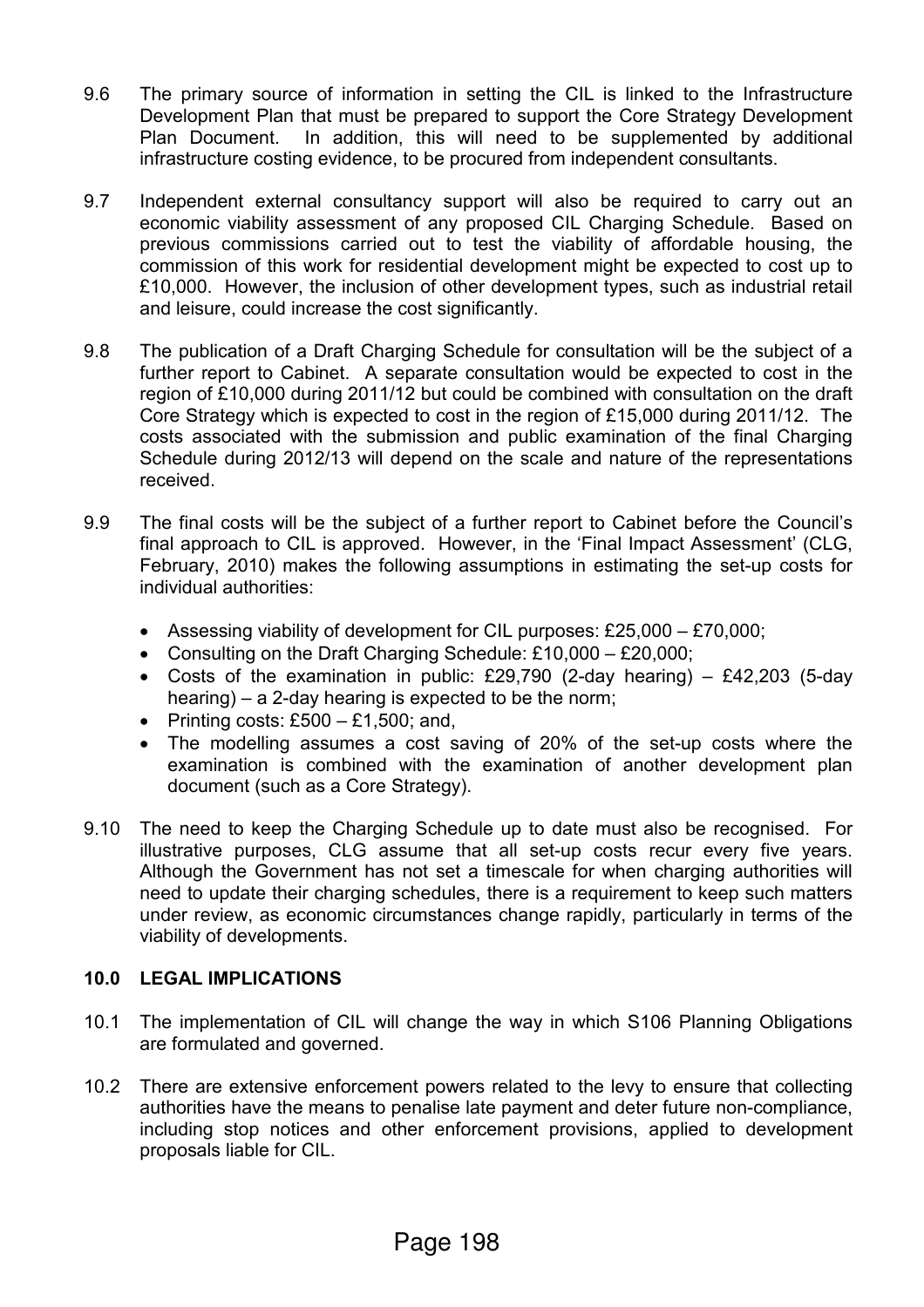9.6 The primary source of information in setting the CIL is linked to the Infrastructure Development Plan that must be prepared to support the Core Strategy Development Plan Document. In addition, this will need to be supplemented by additional infrastructure costing evidence, to be procured from independent consultants.

9.7 Independent external consultancy support will also be required to carry out an economic viability assessment of any proposed CIL Charging Schedule. Based on previous commissions carried out to test the viability of affordable housing, the commission of this work for residential development might be expected to cost up to £10,000. However, the inclusion of other development types, such as industrial retail and leisure, could increase the cost significantly.

9.8 The publication of a Draft Charging Schedule for consultation will be the subject of a further report to Cabinet. A separate consultation would be expected to cost in the region of £10,000 during 2011/12 but could be combined with consultation on the draft Core Strategy which is expected to cost in the region of £15,000 during 2011/12. The costs associated with the submission and public examination of the final Charging Schedule during 2012/13 will depend on the scale and nature of the representations received.

9.9 The final costs will be the subject of a further report to Cabinet before the Council's final approach to CIL is approved. However, in the 'Final Impact Assessment' (CLG, February, 2010) makes the following assumptions in estimating the set-up costs for individual authorities:

- Assessing viability of development for CIL purposes: £25,000 – £70,000;
- Consulting on the Draft Charging Schedule: £10,000 – £20,000;
- Costs of the examination in public: £29,790 (2-day hearing) – £42,203 (5-day hearing) – a 2-day hearing is expected to be the norm;
- Printing costs: £500 – £1,500; and,
- The modelling assumes a cost saving of 20% of the set-up costs where the examination is combined with the examination of another development plan document (such as a Core Strategy).

9.10 The need to keep the Charging Schedule up to date must also be recognised. For illustrative purposes, CLG assume that all set-up costs recur every five years. Although the Government has not set a timescale for when charging authorities will need to update their charging schedules, there is a requirement to keep such matters under review, as economic circumstances change rapidly, particularly in terms of the viability of developments.

## 10.0 LEGAL IMPLICATIONS

10.1 The implementation of CIL will change the way in which S106 Planning Obligations are formulated and governed.

10.2 There are extensive enforcement powers related to the levy to ensure that collecting authorities have the means to penalise late payment and deter future non-compliance, including stop notices and other enforcement provisions, applied to development proposals liable for CIL.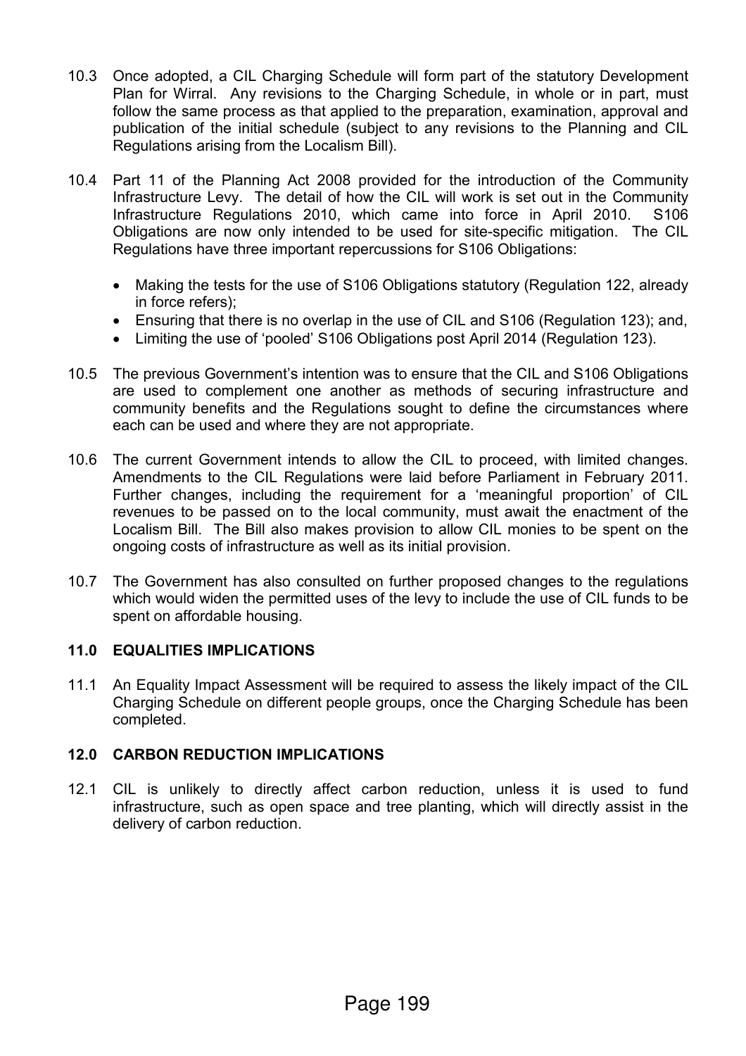10.3 Once adopted, a CIL Charging Schedule will form part of the statutory Development Plan for Wirral. Any revisions to the Charging Schedule, in whole or in part, must follow the same process as that applied to the preparation, examination, approval and publication of the initial schedule (subject to any revisions to the Planning and CIL Regulations arising from the Localism Bill).

10.4 Part 11 of the Planning Act 2008 provided for the introduction of the Community Infrastructure Levy. The detail of how the CIL will work is set out in the Community Infrastructure Regulations 2010, which came into force in April 2010. S106 Obligations are now only intended to be used for site-specific mitigation. The CIL Regulations have three important repercussions for S106 Obligations:

- Making the tests for the use of S106 Obligations statutory (Regulation 122, already in force refers);
- Ensuring that there is no overlap in the use of CIL and S106 (Regulation 123); and,
- Limiting the use of 'pooled' S106 Obligations post April 2014 (Regulation 123).

10.5 The previous Government's intention was to ensure that the CIL and S106 Obligations are used to complement one another as methods of securing infrastructure and community benefits and the Regulations sought to define the circumstances where each can be used and where they are not appropriate.

10.6 The current Government intends to allow the CIL to proceed, with limited changes. Amendments to the CIL Regulations were laid before Parliament in February 2011. Further changes, including the requirement for a 'meaningful proportion' of CIL revenues to be passed on to the local community, must await the enactment of the Localism Bill. The Bill also makes provision to allow CIL monies to be spent on the ongoing costs of infrastructure as well as its initial provision.

10.7 The Government has also consulted on further proposed changes to the regulations which would widen the permitted uses of the levy to include the use of CIL funds to be spent on affordable housing.

## 11.0 EQUALITIES IMPLICATIONS

11.1 An Equality Impact Assessment will be required to assess the likely impact of the CIL Charging Schedule on different people groups, once the Charging Schedule has been completed.

## 12.0 CARBON REDUCTION IMPLICATIONS

12.1 CIL is unlikely to directly affect carbon reduction, unless it is used to fund infrastructure, such as open space and tree planting, which will directly assist in the delivery of carbon reduction.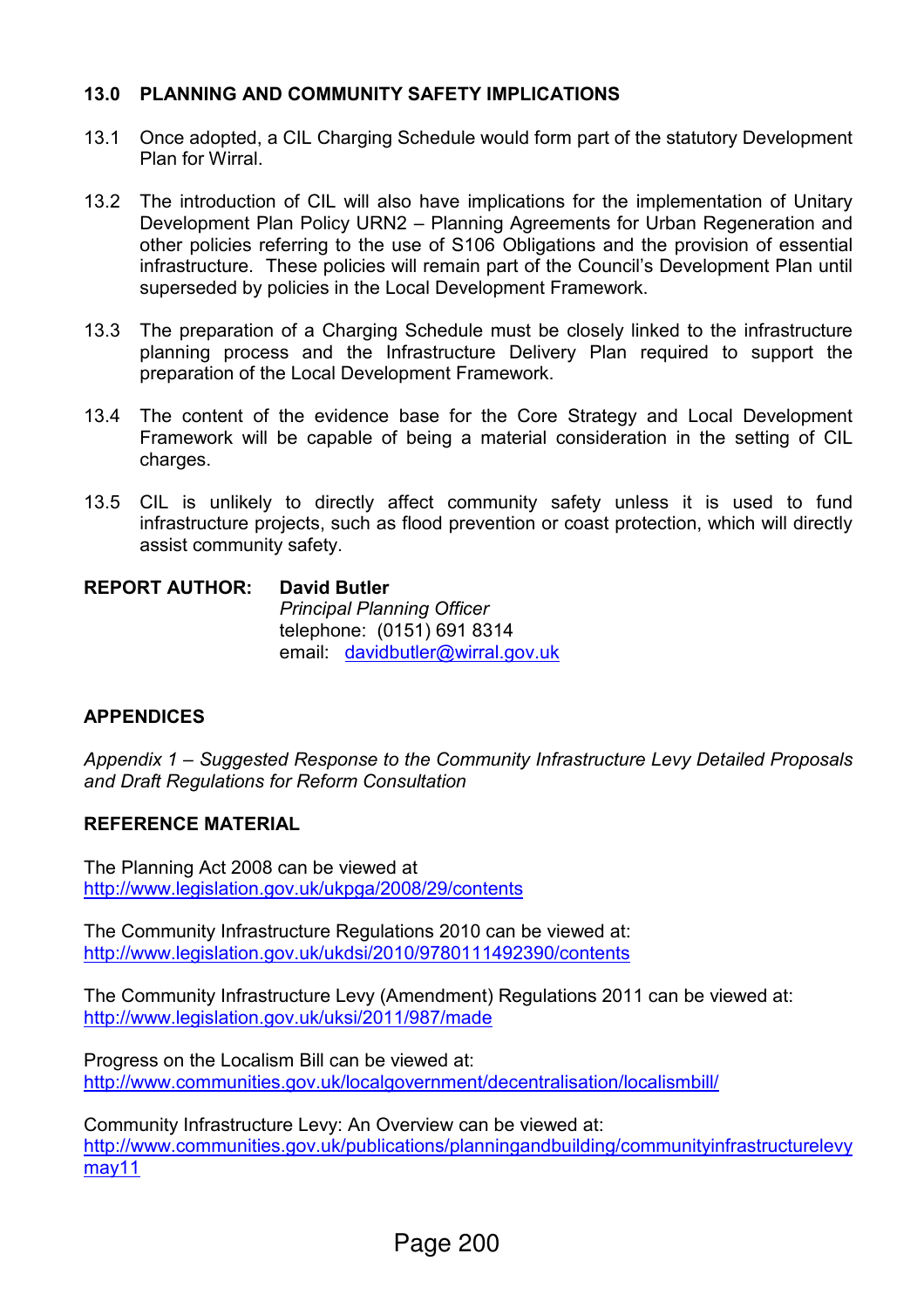## 13.0 PLANNING AND COMMUNITY SAFETY IMPLICATIONS

13.1 Once adopted, a CIL Charging Schedule would form part of the statutory Development Plan for Wirral.

13.2 The introduction of CIL will also have implications for the implementation of Unitary Development Plan Policy URN2 – Planning Agreements for Urban Regeneration and other policies referring to the use of S106 Obligations and the provision of essential infrastructure. These policies will remain part of the Council's Development Plan until superseded by policies in the Local Development Framework.

13.3 The preparation of a Charging Schedule must be closely linked to the infrastructure planning process and the Infrastructure Delivery Plan required to support the preparation of the Local Development Framework.

13.4 The content of the evidence base for the Core Strategy and Local Development Framework will be capable of being a material consideration in the setting of CIL charges.

13.5 CIL is unlikely to directly affect community safety unless it is used to fund infrastructure projects, such as flood prevention or coast protection, which will directly assist community safety.

**REPORT AUTHOR:** **David Butler**
*Principal Planning Officer*
telephone: (0151) 691 8314
email: davidbutler@wirral.gov.uk

## APPENDICES

*Appendix 1 – Suggested Response to the Community Infrastructure Levy Detailed Proposals and Draft Regulations for Reform Consultation*

## REFERENCE MATERIAL

The Planning Act 2008 can be viewed at
http://www.legislation.gov.uk/ukpga/2008/29/contents

The Community Infrastructure Regulations 2010 can be viewed at:
http://www.legislation.gov.uk/ukdsi/2010/9780111492390/contents

The Community Infrastructure Levy (Amendment) Regulations 2011 can be viewed at:
http://www.legislation.gov.uk/uksi/2011/987/made

Progress on the Localism Bill can be viewed at:
http://www.communities.gov.uk/localgovernment/decentralisation/localismbill/

Community Infrastructure Levy: An Overview can be viewed at:
http://www.communities.gov.uk/publications/planningandbuilding/communityinfrastructurelevymay11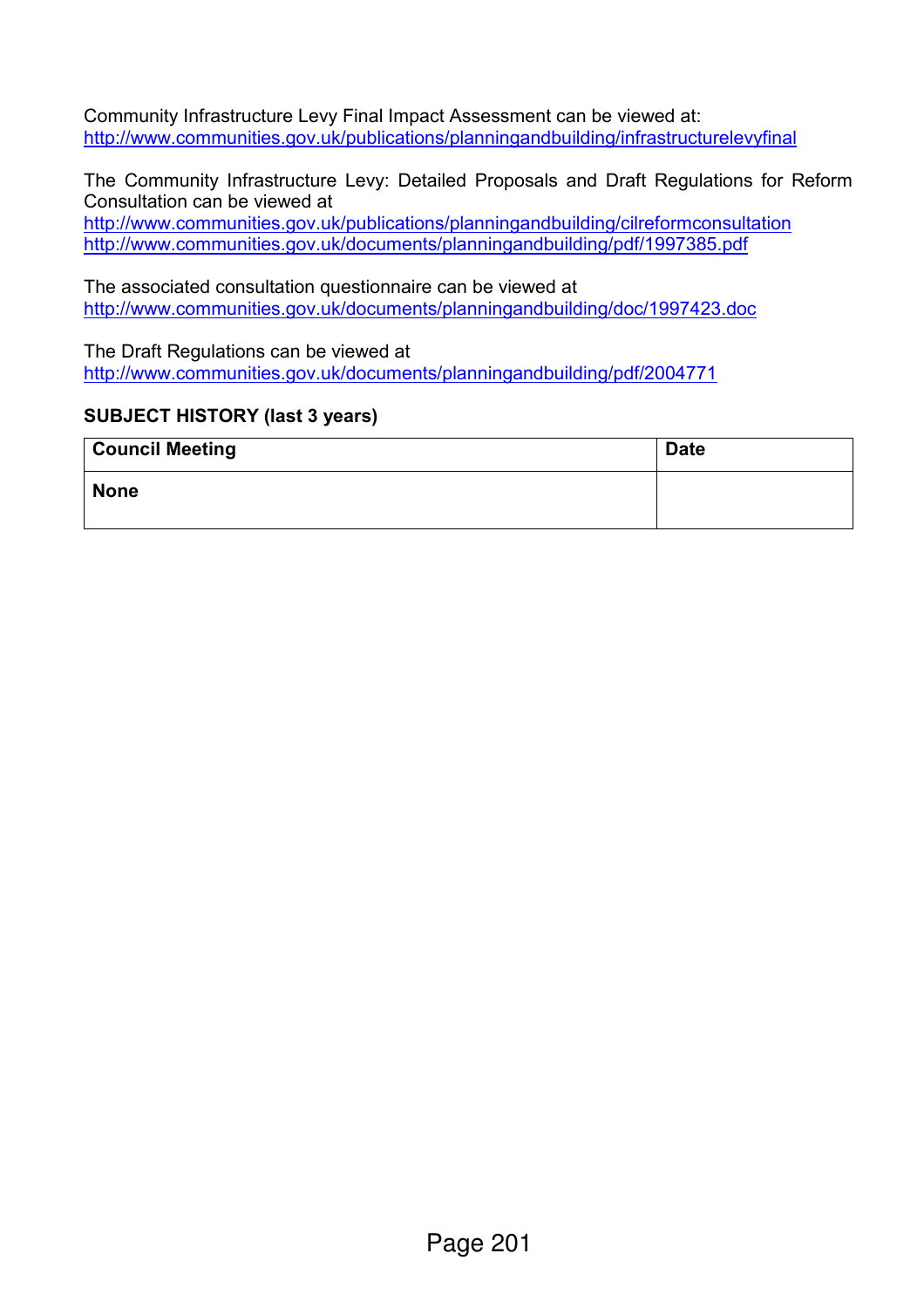Community Infrastructure Levy Final Impact Assessment can be viewed at:
http://www.communities.gov.uk/publications/planningandbuilding/infrastructurelevyfinal

The Community Infrastructure Levy: Detailed Proposals and Draft Regulations for Reform Consultation can be viewed at
http://www.communities.gov.uk/publications/planningandbuilding/cilreformconsultation
http://www.communities.gov.uk/documents/planningandbuilding/pdf/1997385.pdf

The associated consultation questionnaire can be viewed at
http://www.communities.gov.uk/documents/planningandbuilding/doc/1997423.doc

The Draft Regulations can be viewed at
http://www.communities.gov.uk/documents/planningandbuilding/pdf/2004771

**SUBJECT HISTORY (last 3 years)**

| Council Meeting | Date |
|---|---|
| **None** | |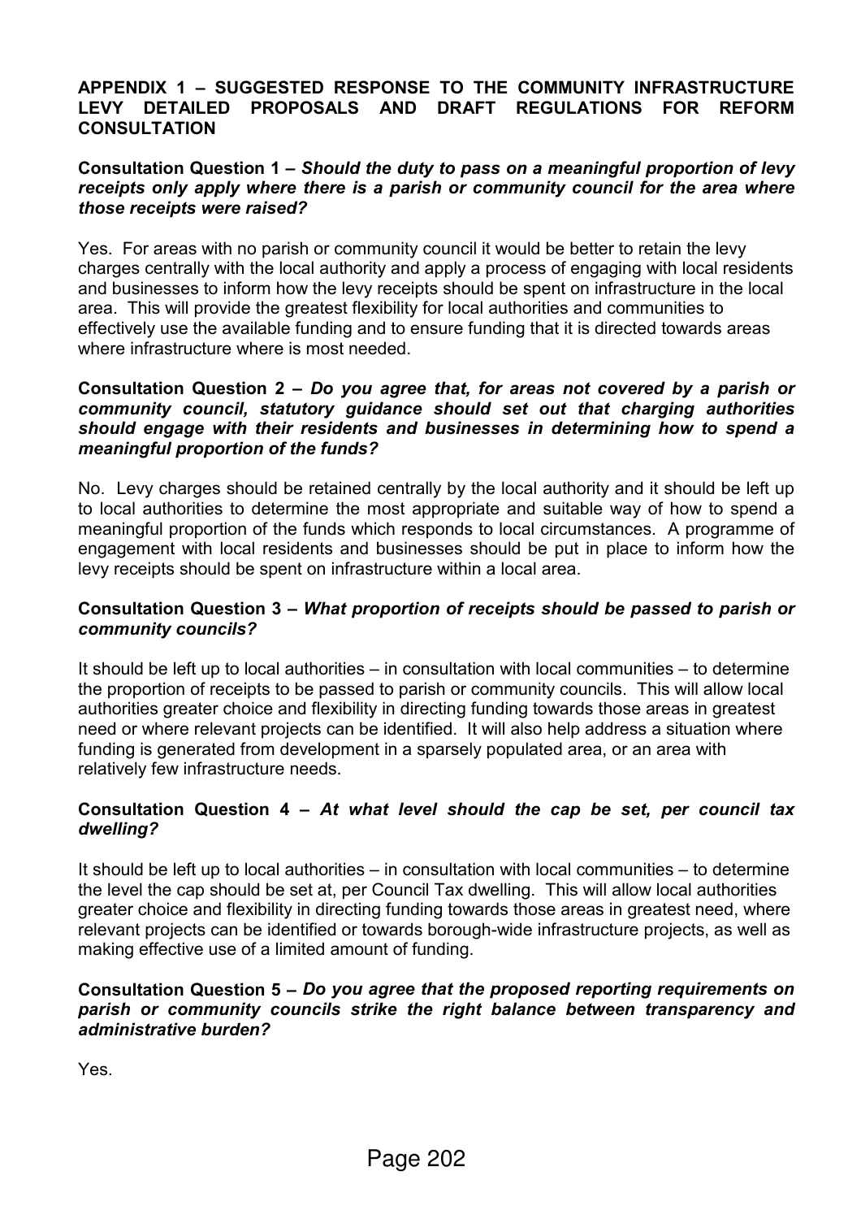**APPENDIX 1 – SUGGESTED RESPONSE TO THE COMMUNITY INFRASTRUCTURE LEVY DETAILED PROPOSALS AND DRAFT REGULATIONS FOR REFORM CONSULTATION**

**Consultation Question 1 –** ***Should the duty to pass on a meaningful proportion of levy receipts only apply where there is a parish or community council for the area where those receipts were raised?***

Yes. For areas with no parish or community council it would be better to retain the levy charges centrally with the local authority and apply a process of engaging with local residents and businesses to inform how the levy receipts should be spent on infrastructure in the local area. This will provide the greatest flexibility for local authorities and communities to effectively use the available funding and to ensure funding that it is directed towards areas where infrastructure where is most needed.

**Consultation Question 2 –** ***Do you agree that, for areas not covered by a parish or community council, statutory guidance should set out that charging authorities should engage with their residents and businesses in determining how to spend a meaningful proportion of the funds?***

No. Levy charges should be retained centrally by the local authority and it should be left up to local authorities to determine the most appropriate and suitable way of how to spend a meaningful proportion of the funds which responds to local circumstances. A programme of engagement with local residents and businesses should be put in place to inform how the levy receipts should be spent on infrastructure within a local area.

**Consultation Question 3 –** ***What proportion of receipts should be passed to parish or community councils?***

It should be left up to local authorities – in consultation with local communities – to determine the proportion of receipts to be passed to parish or community councils. This will allow local authorities greater choice and flexibility in directing funding towards those areas in greatest need or where relevant projects can be identified. It will also help address a situation where funding is generated from development in a sparsely populated area, or an area with relatively few infrastructure needs.

**Consultation Question 4 –** ***At what level should the cap be set, per council tax dwelling?***

It should be left up to local authorities – in consultation with local communities – to determine the level the cap should be set at, per Council Tax dwelling. This will allow local authorities greater choice and flexibility in directing funding towards those areas in greatest need, where relevant projects can be identified or towards borough-wide infrastructure projects, as well as making effective use of a limited amount of funding.

**Consultation Question 5 –** ***Do you agree that the proposed reporting requirements on parish or community councils strike the right balance between transparency and administrative burden?***

Yes.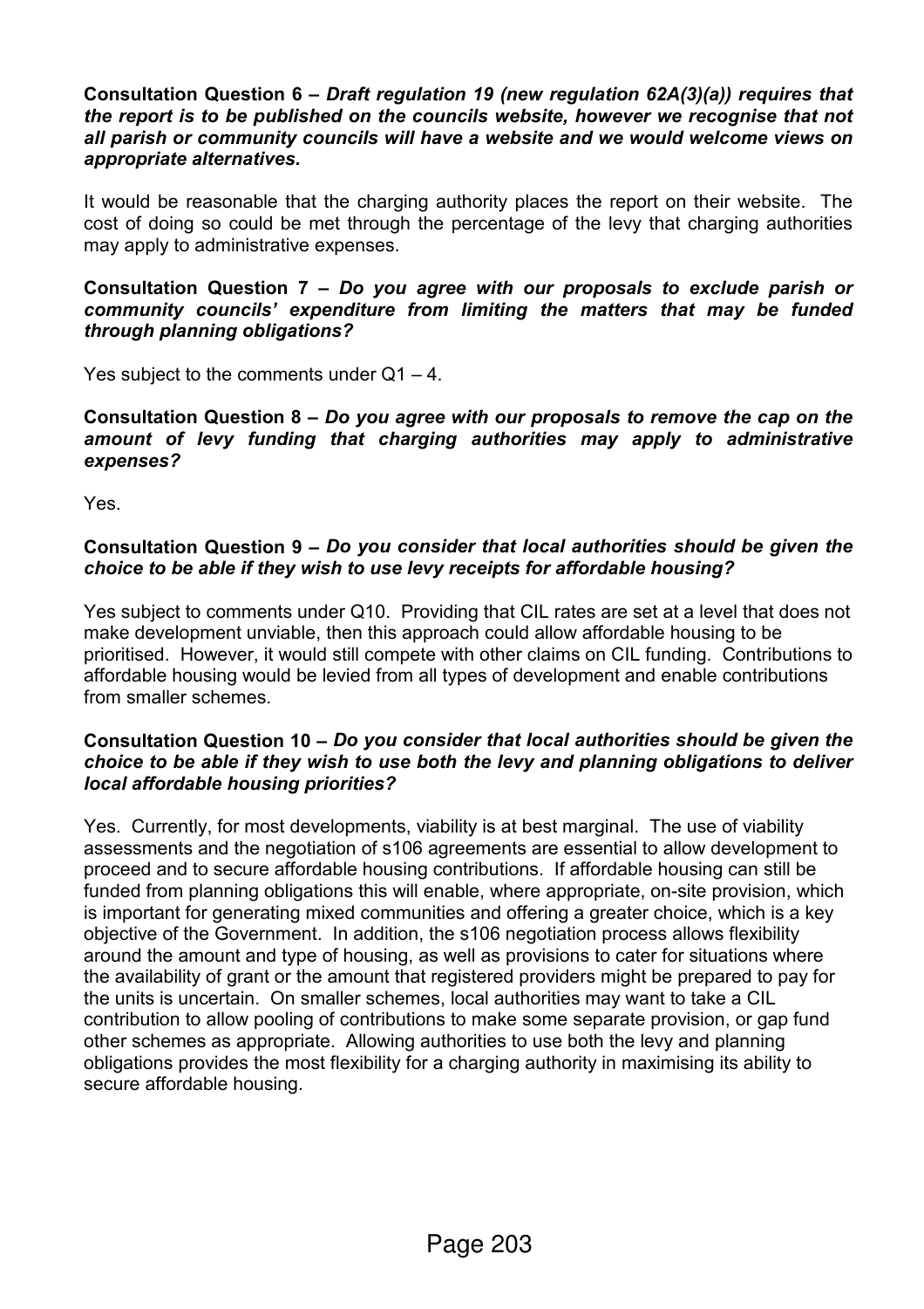**Consultation Question 6 –** ***Draft regulation 19 (new regulation 62A(3)(a)) requires that the report is to be published on the councils website, however we recognise that not all parish or community councils will have a website and we would welcome views on appropriate alternatives.***

It would be reasonable that the charging authority places the report on their website. The cost of doing so could be met through the percentage of the levy that charging authorities may apply to administrative expenses.

**Consultation Question 7 –** ***Do you agree with our proposals to exclude parish or community councils' expenditure from limiting the matters that may be funded through planning obligations?***

Yes subject to the comments under Q1 – 4.

**Consultation Question 8 –** ***Do you agree with our proposals to remove the cap on the amount of levy funding that charging authorities may apply to administrative expenses?***

Yes.

**Consultation Question 9 –** ***Do you consider that local authorities should be given the choice to be able if they wish to use levy receipts for affordable housing?***

Yes subject to comments under Q10. Providing that CIL rates are set at a level that does not make development unviable, then this approach could allow affordable housing to be prioritised. However, it would still compete with other claims on CIL funding. Contributions to affordable housing would be levied from all types of development and enable contributions from smaller schemes.

**Consultation Question 10 –** ***Do you consider that local authorities should be given the choice to be able if they wish to use both the levy and planning obligations to deliver local affordable housing priorities?***

Yes. Currently, for most developments, viability is at best marginal. The use of viability assessments and the negotiation of s106 agreements are essential to allow development to proceed and to secure affordable housing contributions. If affordable housing can still be funded from planning obligations this will enable, where appropriate, on-site provision, which is important for generating mixed communities and offering a greater choice, which is a key objective of the Government. In addition, the s106 negotiation process allows flexibility around the amount and type of housing, as well as provisions to cater for situations where the availability of grant or the amount that registered providers might be prepared to pay for the units is uncertain. On smaller schemes, local authorities may want to take a CIL contribution to allow pooling of contributions to make some separate provision, or gap fund other schemes as appropriate. Allowing authorities to use both the levy and planning obligations provides the most flexibility for a charging authority in maximising its ability to secure affordable housing.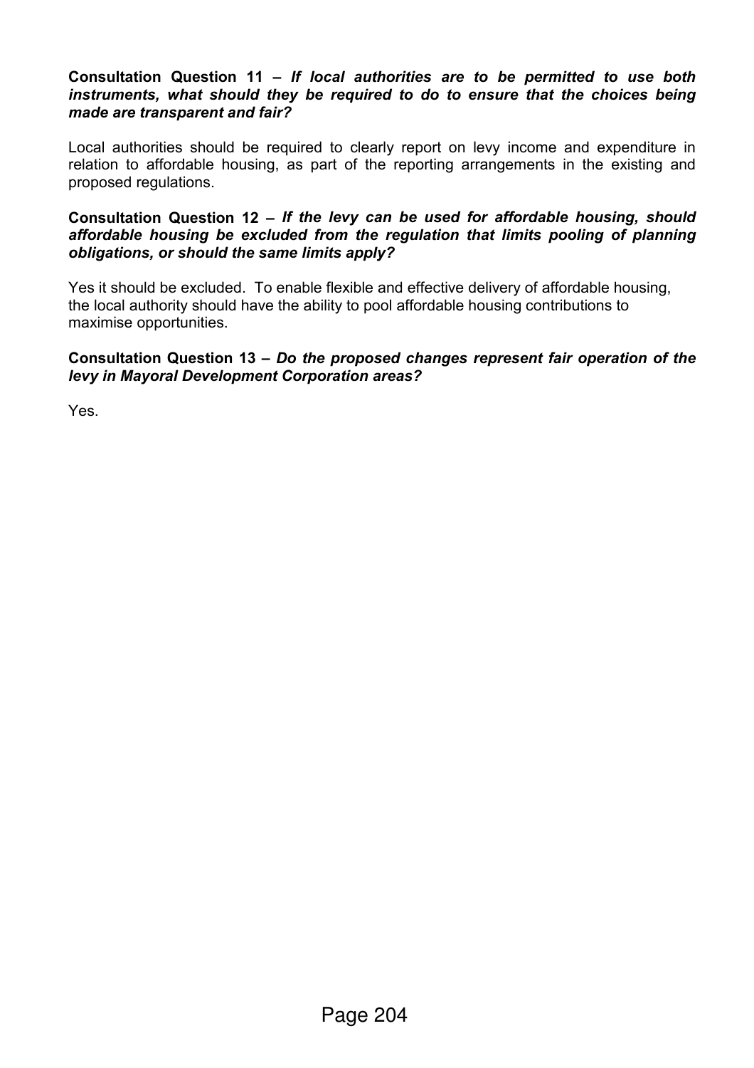**Consultation Question 11 –** ***If local authorities are to be permitted to use both instruments, what should they be required to do to ensure that the choices being made are transparent and fair?***

Local authorities should be required to clearly report on levy income and expenditure in relation to affordable housing, as part of the reporting arrangements in the existing and proposed regulations.

**Consultation Question 12 –** ***If the levy can be used for affordable housing, should affordable housing be excluded from the regulation that limits pooling of planning obligations, or should the same limits apply?***

Yes it should be excluded. To enable flexible and effective delivery of affordable housing, the local authority should have the ability to pool affordable housing contributions to maximise opportunities.

**Consultation Question 13 –** ***Do the proposed changes represent fair operation of the levy in Mayoral Development Corporation areas?***

Yes.